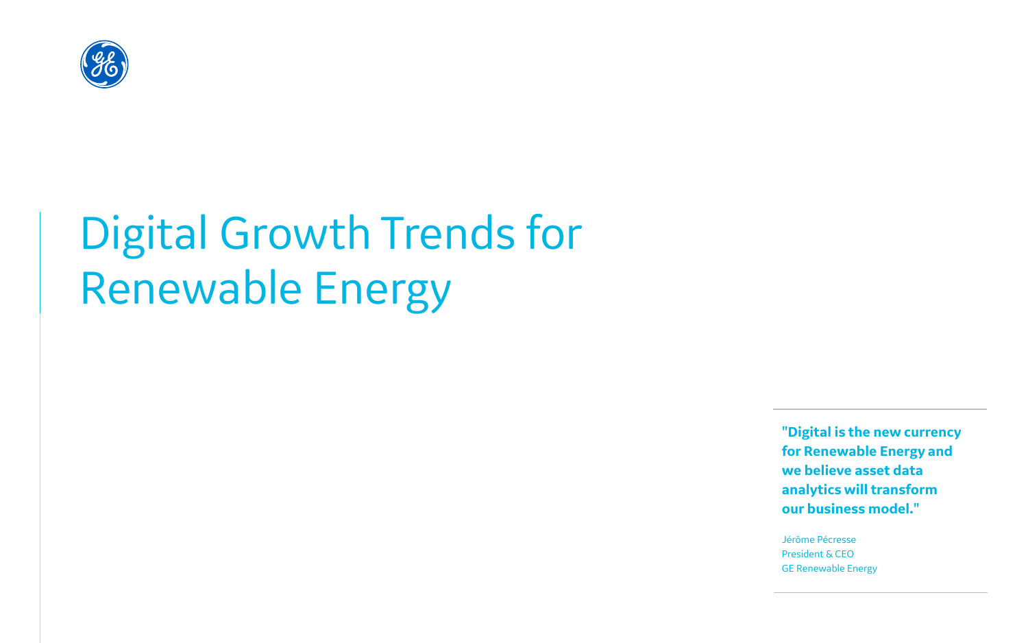# Digital Growth Trends for Renewable Energy

**"Digital is the new currency for Renewable Energy and we believe asset data analytics will transform our business model."**

Jérôme Pécresse
President & CEO
GE Renewable Energy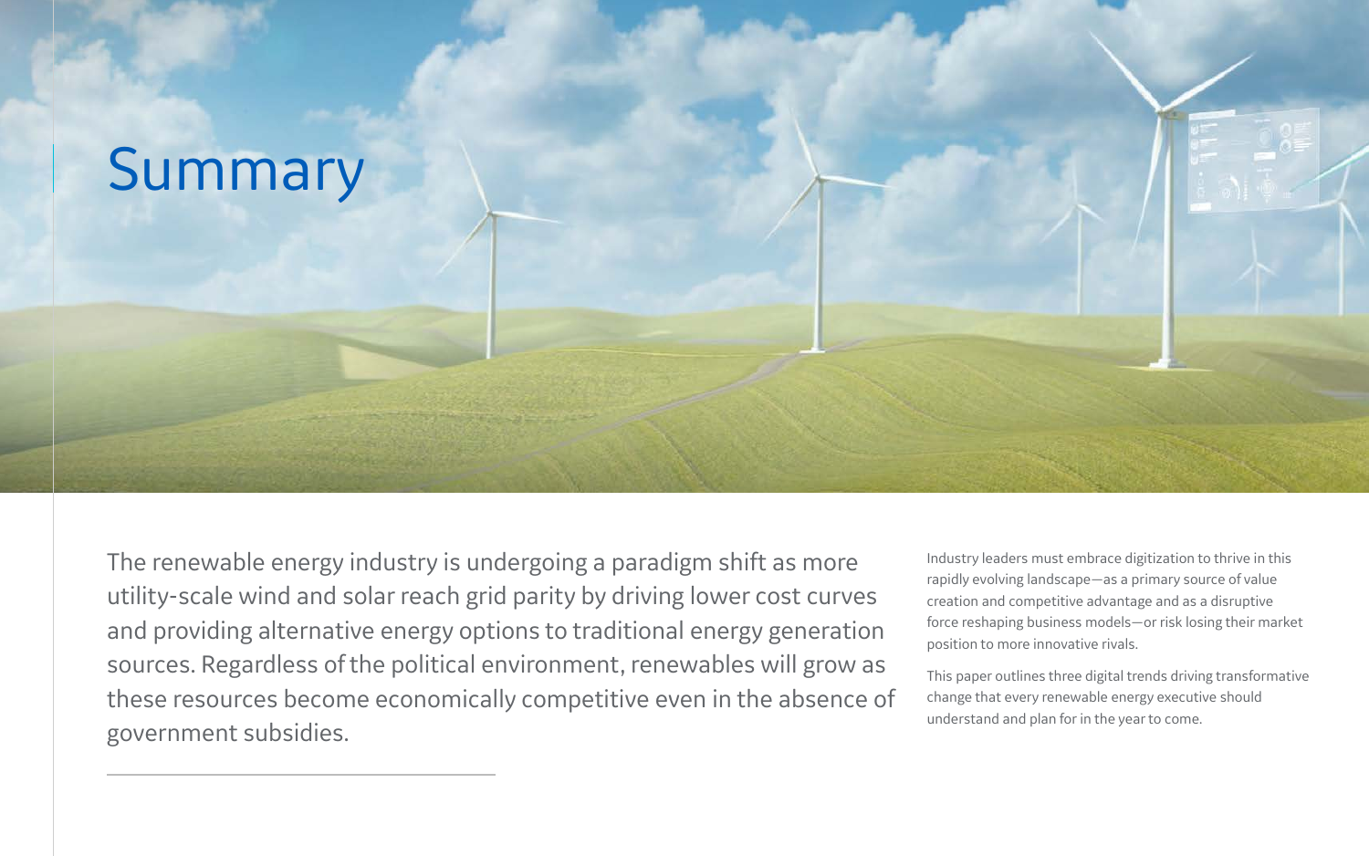# Summary

The renewable energy industry is undergoing a paradigm shift as more utility-scale wind and solar reach grid parity by driving lower cost curves and providing alternative energy options to traditional energy generation sources. Regardless of the political environment, renewables will grow as these resources become economically competitive even in the absence of government subsidies.

Industry leaders must embrace digitization to thrive in this rapidly evolving landscape—as a primary source of value creation and competitive advantage and as a disruptive force reshaping business models—or risk losing their market position to more innovative rivals.

This paper outlines three digital trends driving transformative change that every renewable energy executive should understand and plan for in the year to come.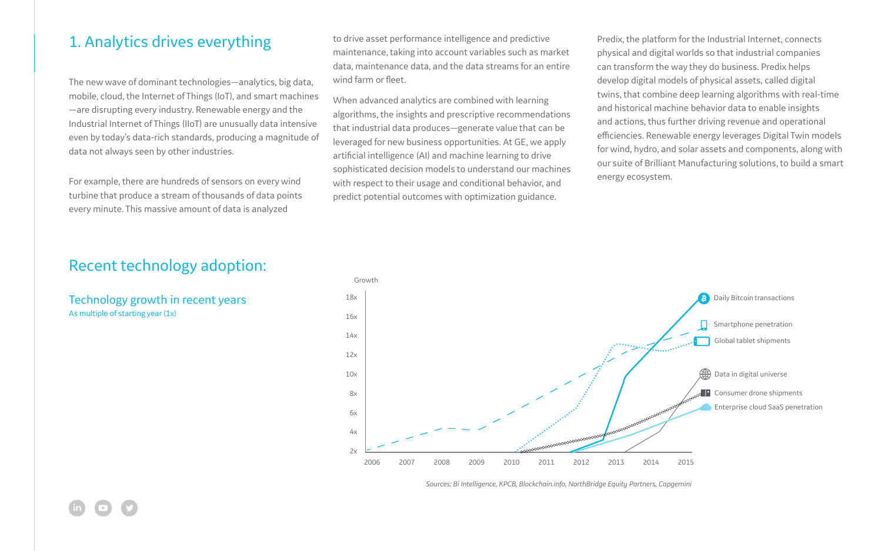## 1. Analytics drives everything

The new wave of dominant technologies—analytics, big data, mobile, cloud, the Internet of Things (IoT), and smart machines—are disrupting every industry. Renewable energy and the Industrial Internet of Things (IIoT) are unusually data intensive even by today's data-rich standards, producing a magnitude of data not always seen by other industries.

For example, there are hundreds of sensors on every wind turbine that produce a stream of thousands of data points every minute. This massive amount of data is analyzed to drive asset performance intelligence and predictive maintenance, taking into account variables such as market data, maintenance data, and the data streams for an entire wind farm or fleet.

When advanced analytics are combined with learning algorithms, the insights and prescriptive recommendations that industrial data produces—generate value that can be leveraged for new business opportunities. At GE, we apply artificial intelligence (AI) and machine learning to drive sophisticated decision models to understand our machines with respect to their usage and conditional behavior, and predict potential outcomes with optimization guidance.

Predix, the platform for the Industrial Internet, connects physical and digital worlds so that industrial companies can transform the way they do business. Predix helps develop digital models of physical assets, called digital twins, that combine deep learning algorithms with real-time and historical machine behavior data to enable insights and actions, thus further driving revenue and operational efficiencies. Renewable energy leverages Digital Twin models for wind, hydro, and solar assets and components, along with our suite of Brilliant Manufacturing solutions, to build a smart energy ecosystem.

## Recent technology adoption:

### Technology growth in recent years

As multiple of starting year (1x)

Growth

18x
16x
14x
12x
10x
8x
6x
4x
2x

2006 2007 2008 2009 2010 2011 2012 2013 2014 2015

Daily Bitcoin transactions
Smartphone penetration
Global tablet shipments
Data in digital universe
Consumer drone shipments
Enterprise cloud SaaS penetration

*Sources: Bi Intelligence, KPCB, Blockchain.info, NorthBridge Equity Partners, Capgemini*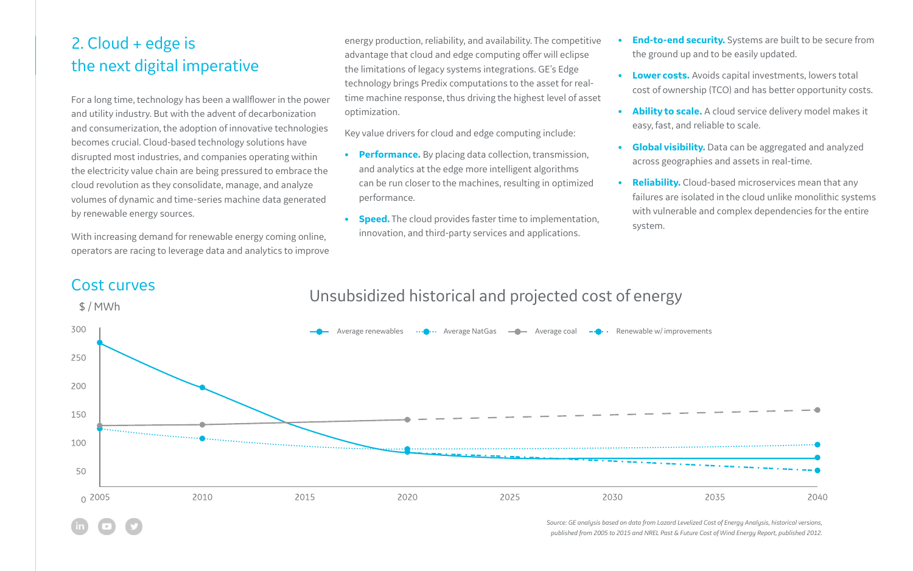## 2. Cloud + edge is the next digital imperative

For a long time, technology has been a wallflower in the power and utility industry. But with the advent of decarbonization and consumerization, the adoption of innovative technologies becomes crucial. Cloud-based technology solutions have disrupted most industries, and companies operating within the electricity value chain are being pressured to embrace the cloud revolution as they consolidate, manage, and analyze volumes of dynamic and time-series machine data generated by renewable energy sources.

With increasing demand for renewable energy coming online, operators are racing to leverage data and analytics to improve energy production, reliability, and availability. The competitive advantage that cloud and edge computing offer will eclipse the limitations of legacy systems integrations. GE's Edge technology brings Predix computations to the asset for real-time machine response, thus driving the highest level of asset optimization.

Key value drivers for cloud and edge computing include:

- **Performance.** By placing data collection, transmission, and analytics at the edge more intelligent algorithms can be run closer to the machines, resulting in optimized performance.
- **Speed.** The cloud provides faster time to implementation, innovation, and third-party services and applications.
- **End-to-end security.** Systems are built to be secure from the ground up and to be easily updated.
- **Lower costs.** Avoids capital investments, lowers total cost of ownership (TCO) and has better opportunity costs.
- **Ability to scale.** A cloud service delivery model makes it easy, fast, and reliable to scale.
- **Global visibility.** Data can be aggregated and analyzed across geographies and assets in real-time.
- **Reliability.** Cloud-based microservices mean that any failures are isolated in the cloud unlike monolithic systems with vulnerable and complex dependencies for the entire system.

### Cost curves

$ / MWh

**Unsubsidized historical and projected cost of energy**

Legend: Average renewables; Average NatGas; Average coal; Renewable w/ improvements

| Year | Average renewables | Average NatGas | Average coal | Renewable w/ improvements |
|---|---|---|---|---|
| 2005 | 275 | 125 | 130 | |
| 2010 | 196 | 108 | 132 | |
| 2020 | 82 | 88 | 141 | 82 |
| 2040 | 73 | 97 | 158 | 50 |

*Source: GE analysis based on data from Lazard Levelized Cost of Energy Analysis, historical versions, published from 2005 to 2015 and NREL Past & Future Cost of Wind Energy Report, published 2012.*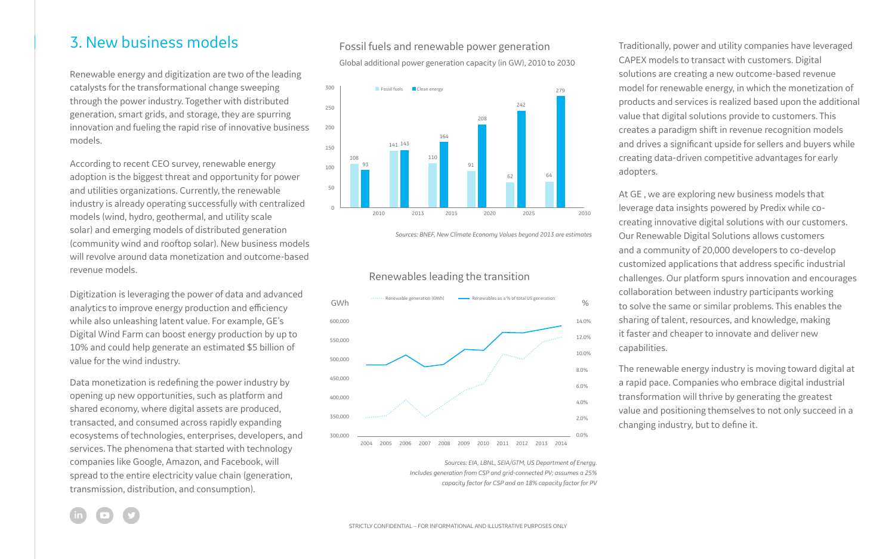## 3. New business models

Renewable energy and digitization are two of the leading catalysts for the transformational change sweeping through the power industry. Together with distributed generation, smart grids, and storage, they are spurring innovation and fueling the rapid rise of innovative business models.

According to recent CEO survey, renewable energy adoption is the biggest threat and opportunity for power and utilities organizations. Currently, the renewable industry is already operating successfully with centralized models (wind, hydro, geothermal, and utility scale solar) and emerging models of distributed generation (community wind and rooftop solar). New business models will revolve around data monetization and outcome-based revenue models.

Digitization is leveraging the power of data and advanced analytics to improve energy production and efficiency while also unleashing latent value. For example, GE's Digital Wind Farm can boost energy production by up to 10% and could help generate an estimated $5 billion of value for the wind industry.

Data monetization is redefining the power industry by opening up new opportunities, such as platform and shared economy, where digital assets are produced, transacted, and consumed across rapidly expanding ecosystems of technologies, enterprises, developers, and services. The phenomena that started with technology companies like Google, Amazon, and Facebook, will spread to the entire electricity value chain (generation, transmission, distribution, and consumption).

### Fossil fuels and renewable power generation

Global additional power generation capacity (in GW), 2010 to 2030

| Year | Fossil fuels | Clean energy |
|---|---|---|
| 2010 | 108 | 93 |
| 2013 | 141 | 143 |
| 2015 | 110 | 164 |
| 2020 | 91 | 208 |
| 2025 | 62 | 242 |
| 2030 | 64 | 279 |

*Sources: BNEF, New Climate Economy Values beyond 2013 are estimates*

### Renewables leading the transition

Renewable generation (GWh) / Renewables as a % of total US generation (2004–2014)

*Sources: EIA, LBNL, SEIA/GTM, US Department of Energy. Includes generation from CSP and grid-connected PV; assumes a 25% capacity factor for CSP and an 18% capacity factor for PV*

Traditionally, power and utility companies have leveraged CAPEX models to transact with customers. Digital solutions are creating a new outcome-based revenue model for renewable energy, in which the monetization of products and services is realized based upon the additional value that digital solutions provide to customers. This creates a paradigm shift in revenue recognition models and drives a significant upside for sellers and buyers while creating data-driven competitive advantages for early adopters.

At GE , we are exploring new business models that leverage data insights powered by Predix while co-creating innovative digital solutions with our customers. Our Renewable Digital Solutions allows customers and a community of 20,000 developers to co-develop customized applications that address specific industrial challenges. Our platform spurs innovation and encourages collaboration between industry participants working to solve the same or similar problems. This enables the sharing of talent, resources, and knowledge, making it faster and cheaper to innovate and deliver new capabilities.

The renewable energy industry is moving toward digital at a rapid pace. Companies who embrace digital industrial transformation will thrive by generating the greatest value and positioning themselves to not only succeed in a changing industry, but to define it.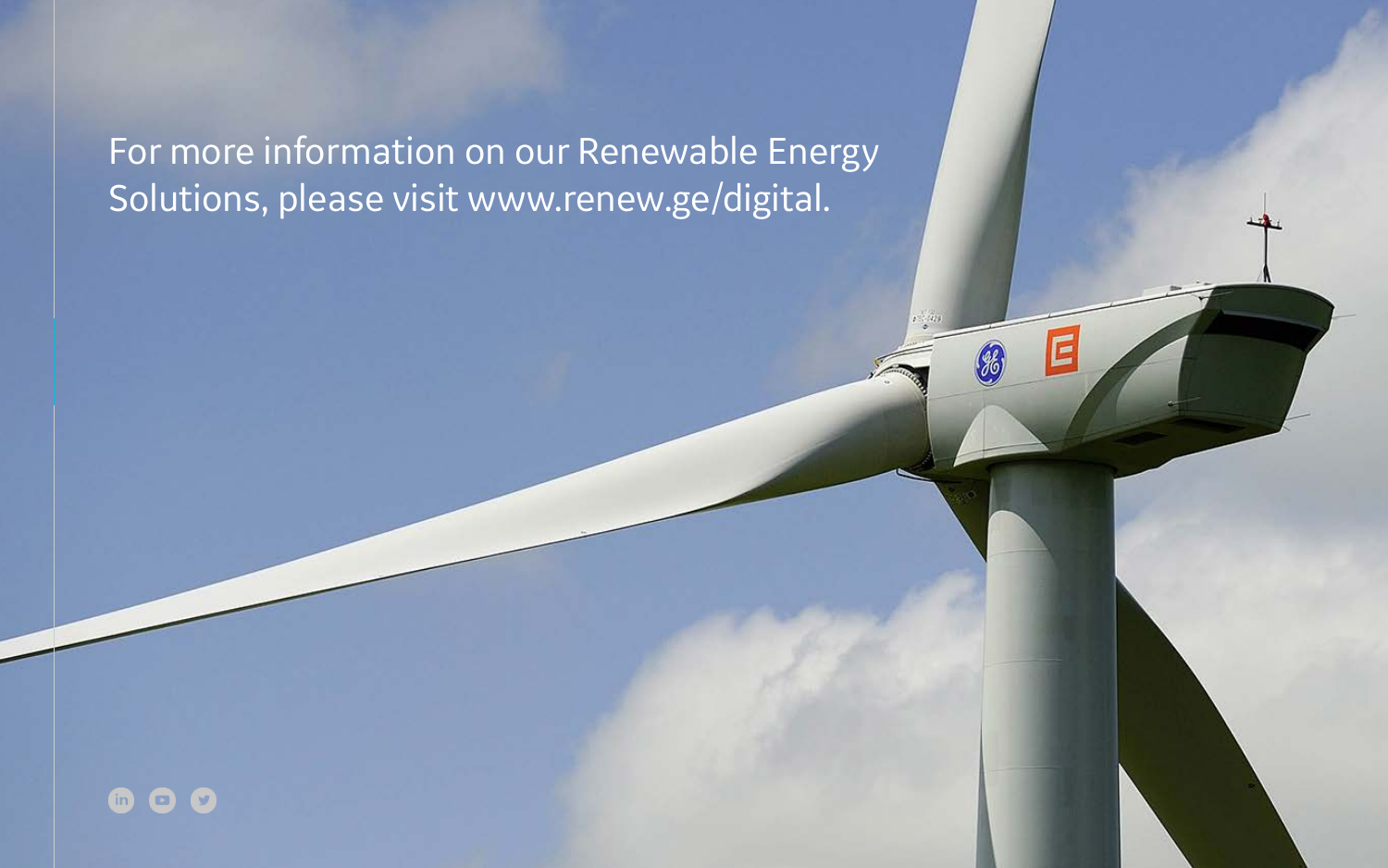For more information on our Renewable Energy Solutions, please visit www.renew.ge/digital.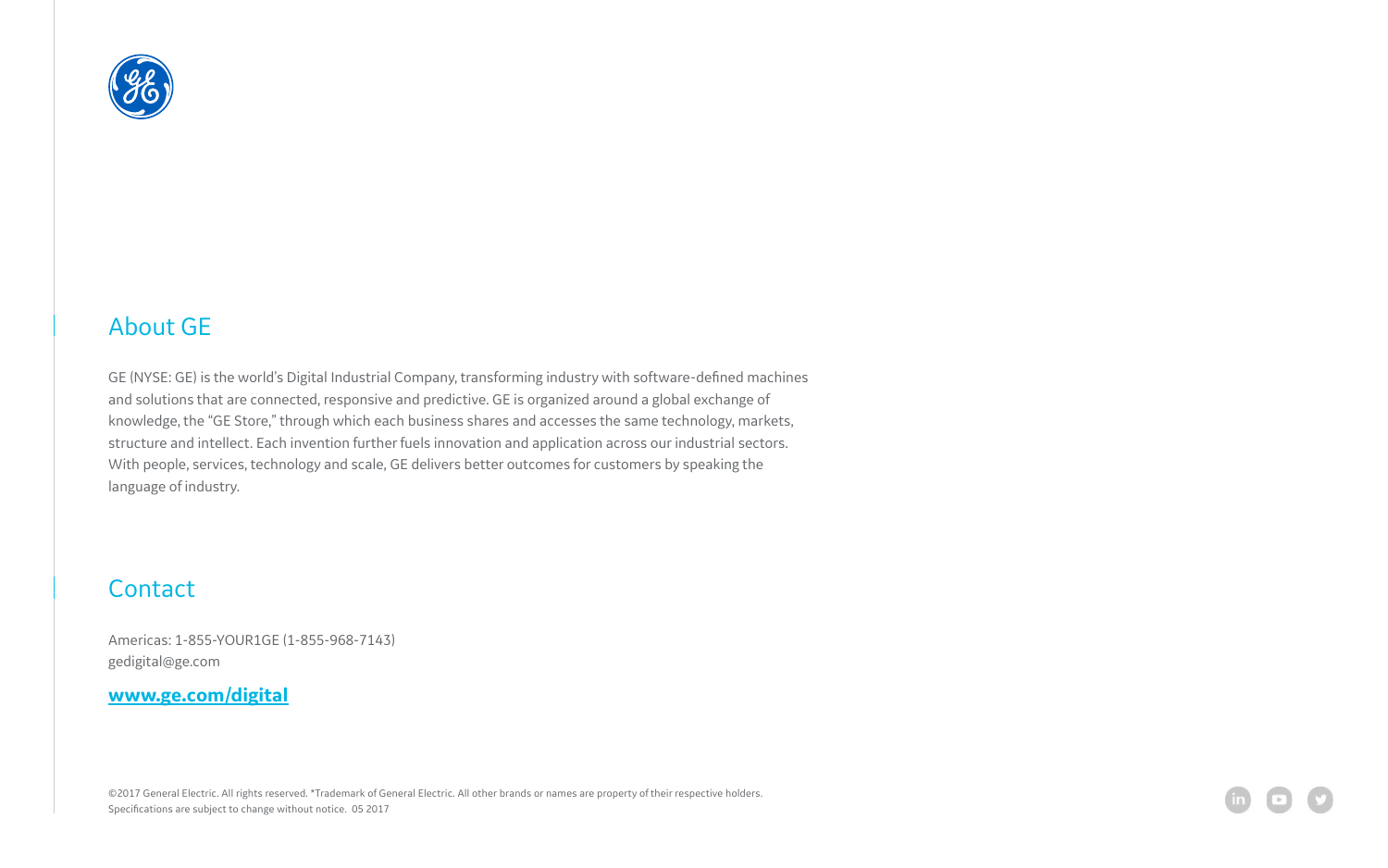## About GE

GE (NYSE: GE) is the world's Digital Industrial Company, transforming industry with software-defined machines and solutions that are connected, responsive and predictive. GE is organized around a global exchange of knowledge, the "GE Store," through which each business shares and accesses the same technology, markets, structure and intellect. Each invention further fuels innovation and application across our industrial sectors. With people, services, technology and scale, GE delivers better outcomes for customers by speaking the language of industry.

## Contact

Americas: 1-855-YOUR1GE (1-855-968-7143)
gedigital@ge.com

**www.ge.com/digital**

©2017 General Electric. All rights reserved. *Trademark of General Electric. All other brands or names are property of their respective holders.
Specifications are subject to change without notice. 05 2017